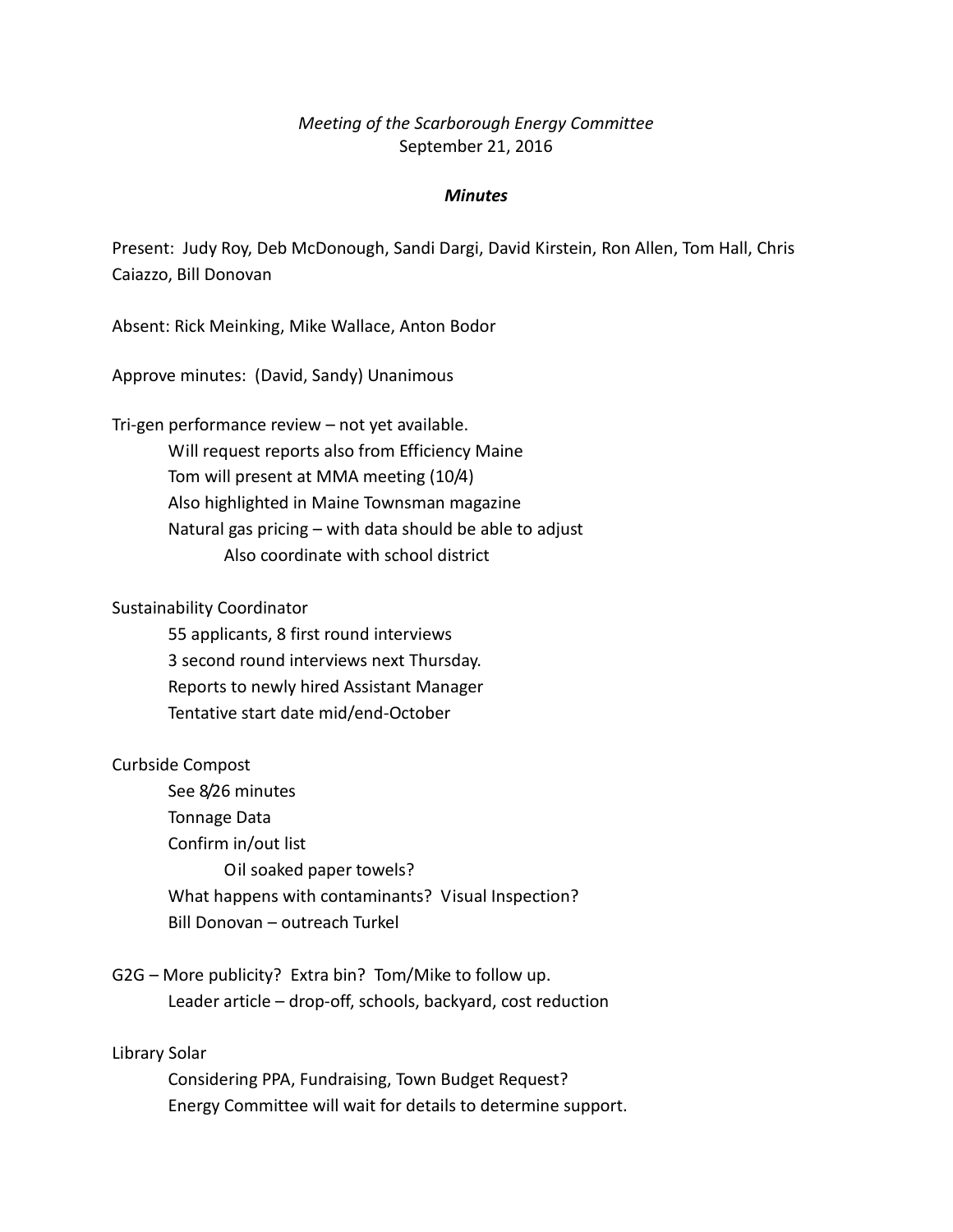*Meeting of the Scarborough Energy Committee*
September 21, 2016

***Minutes***

Present: Judy Roy, Deb McDonough, Sandi Dargi, David Kirstein, Ron Allen, Tom Hall, Chris Caiazzo, Bill Donovan

Absent: Rick Meinking, Mike Wallace, Anton Bodor

Approve minutes: (David, Sandy) Unanimous

Tri-gen performance review – not yet available.
- Will request reports also from Efficiency Maine
- Tom will present at MMA meeting (10/4)
- Also highlighted in Maine Townsman magazine
- Natural gas pricing – with data should be able to adjust
  - Also coordinate with school district

Sustainability Coordinator
- 55 applicants, 8 first round interviews
- 3 second round interviews next Thursday.
- Reports to newly hired Assistant Manager
- Tentative start date mid/end-October

Curbside Compost
- See 8/26 minutes
- Tonnage Data
- Confirm in/out list
  - Oil soaked paper towels?
- What happens with contaminants? Visual Inspection?
- Bill Donovan – outreach Turkel

G2G – More publicity? Extra bin? Tom/Mike to follow up.
- Leader article – drop-off, schools, backyard, cost reduction

Library Solar
- Considering PPA, Fundraising, Town Budget Request?
- Energy Committee will wait for details to determine support.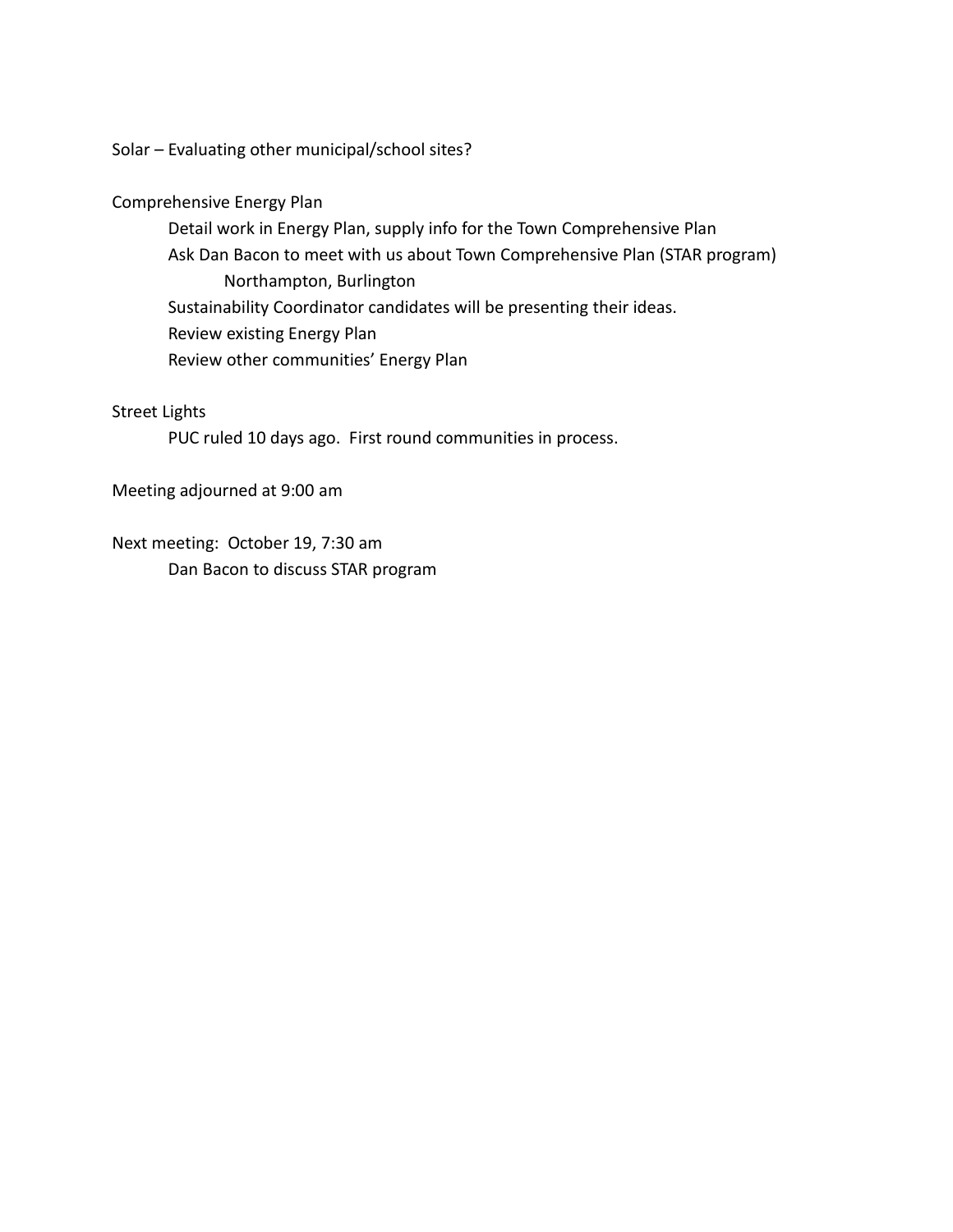Solar – Evaluating other municipal/school sites?

Comprehensive Energy Plan

- Detail work in Energy Plan, supply info for the Town Comprehensive Plan
- Ask Dan Bacon to meet with us about Town Comprehensive Plan (STAR program)
    - Northampton, Burlington
- Sustainability Coordinator candidates will be presenting their ideas.
- Review existing Energy Plan
- Review other communities' Energy Plan

Street Lights

- PUC ruled 10 days ago. First round communities in process.

Meeting adjourned at 9:00 am

Next meeting: October 19, 7:30 am

- Dan Bacon to discuss STAR program